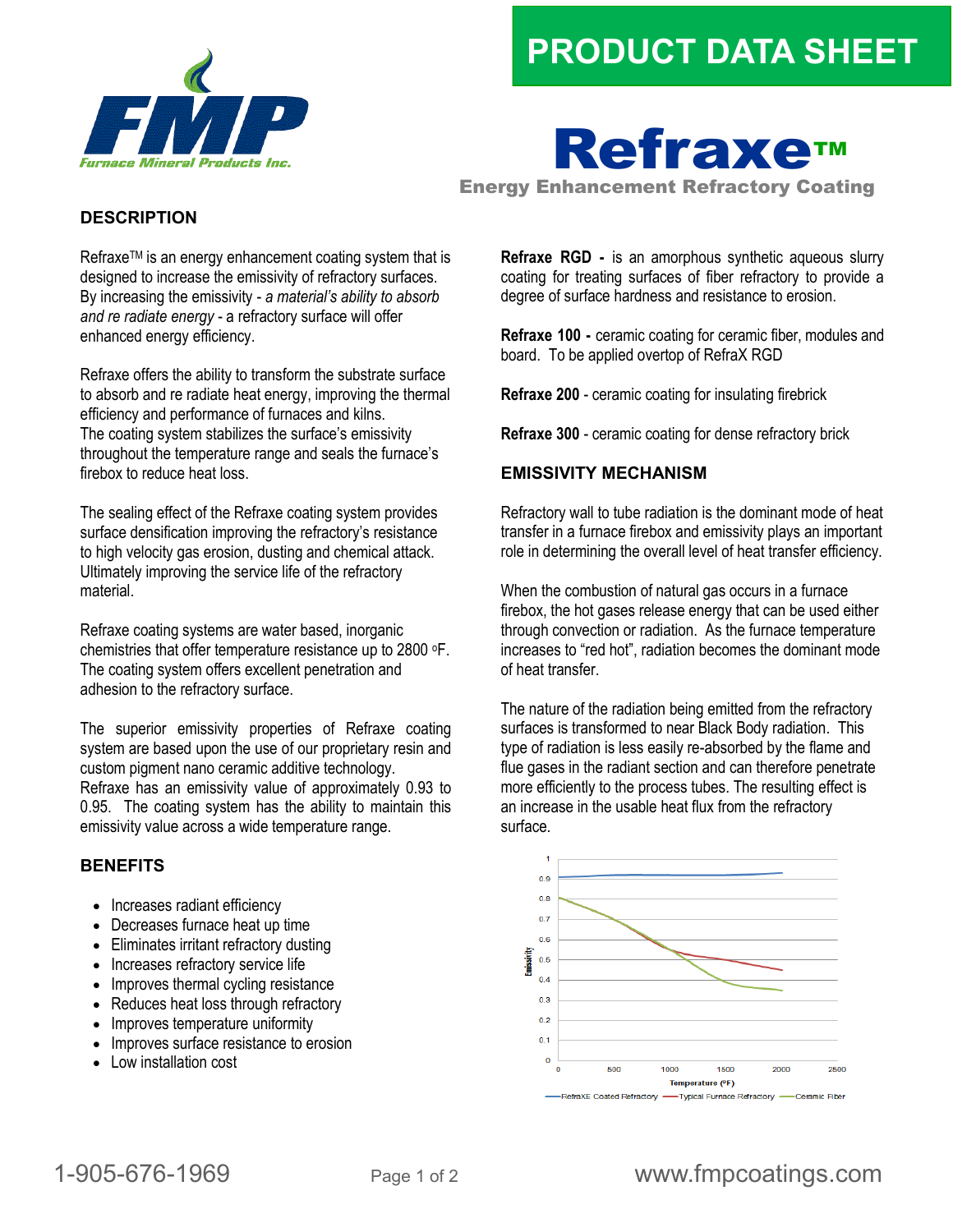# PRODUCT DATA SHEET

# Refraxe™

**Energy Enhancement Refractory Coating**

## DESCRIPTION

Refraxe™ is an energy enhancement coating system that is designed to increase the emissivity of refractory surfaces. By increasing the emissivity - *a material's ability to absorb and re radiate energy* - a refractory surface will offer enhanced energy efficiency.

Refraxe offers the ability to transform the substrate surface to absorb and re radiate heat energy, improving the thermal efficiency and performance of furnaces and kilns. The coating system stabilizes the surface's emissivity throughout the temperature range and seals the furnace's firebox to reduce heat loss.

The sealing effect of the Refraxe coating system provides surface densification improving the refractory's resistance to high velocity gas erosion, dusting and chemical attack. Ultimately improving the service life of the refractory material.

Refraxe coating systems are water based, inorganic chemistries that offer temperature resistance up to 2800 °F. The coating system offers excellent penetration and adhesion to the refractory surface.

The superior emissivity properties of Refraxe coating system are based upon the use of our proprietary resin and custom pigment nano ceramic additive technology. Refraxe has an emissivity value of approximately 0.93 to 0.95. The coating system has the ability to maintain this emissivity value across a wide temperature range.

## BENEFITS

- Increases radiant efficiency
- Decreases furnace heat up time
- Eliminates irritant refractory dusting
- Increases refractory service life
- Improves thermal cycling resistance
- Reduces heat loss through refractory
- Improves temperature uniformity
- Improves surface resistance to erosion
- Low installation cost

**Refraxe RGD -** is an amorphous synthetic aqueous slurry coating for treating surfaces of fiber refractory to provide a degree of surface hardness and resistance to erosion.

**Refraxe 100 -** ceramic coating for ceramic fiber, modules and board. To be applied overtop of RefraX RGD

**Refraxe 200** - ceramic coating for insulating firebrick

**Refraxe 300** - ceramic coating for dense refractory brick

## EMISSIVITY MECHANISM

Refractory wall to tube radiation is the dominant mode of heat transfer in a furnace firebox and emissivity plays an important role in determining the overall level of heat transfer efficiency.

When the combustion of natural gas occurs in a furnace firebox, the hot gases release energy that can be used either through convection or radiation. As the furnace temperature increases to "red hot", radiation becomes the dominant mode of heat transfer.

The nature of the radiation being emitted from the refractory surfaces is transformed to near Black Body radiation. This type of radiation is less easily re-absorbed by the flame and flue gases in the radiant section and can therefore penetrate more efficiently to the process tubes. The resulting effect is an increase in the usable heat flux from the refractory surface.

Emissivity vs. Temperature (°F) — RefraXE Coated Refractory, Typical Furnace Refractory, Ceramic Fiber

1-905-676-1969 www.fmpcoatings.com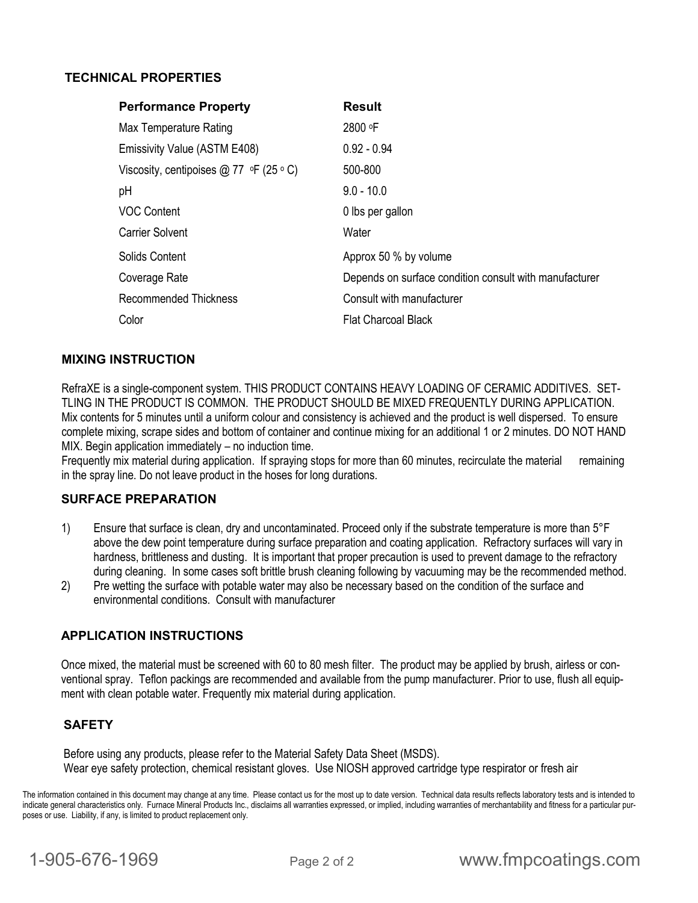## TECHNICAL PROPERTIES

| Performance Property | Result |
|---|---|
| Max Temperature Rating | 2800 °F |
| Emissivity Value (ASTM E408) | 0.92 - 0.94 |
| Viscosity, centipoises @ 77 °F (25 ° C) | 500-800 |
| pH | 9.0 - 10.0 |
| VOC Content | 0 lbs per gallon |
| Carrier Solvent | Water |
| Solids Content | Approx 50 % by volume |
| Coverage Rate | Depends on surface condition consult with manufacturer |
| Recommended Thickness | Consult with manufacturer |
| Color | Flat Charcoal Black |

## MIXING INSTRUCTION

RefraXE is a single-component system. THIS PRODUCT CONTAINS HEAVY LOADING OF CERAMIC ADDITIVES. SETTLING IN THE PRODUCT IS COMMON. THE PRODUCT SHOULD BE MIXED FREQUENTLY DURING APPLICATION. Mix contents for 5 minutes until a uniform colour and consistency is achieved and the product is well dispersed. To ensure complete mixing, scrape sides and bottom of container and continue mixing for an additional 1 or 2 minutes. DO NOT HAND MIX. Begin application immediately – no induction time.

Frequently mix material during application. If spraying stops for more than 60 minutes, recirculate the material remaining in the spray line. Do not leave product in the hoses for long durations.

## SURFACE PREPARATION

1) Ensure that surface is clean, dry and uncontaminated. Proceed only if the substrate temperature is more than 5°F above the dew point temperature during surface preparation and coating application. Refractory surfaces will vary in hardness, brittleness and dusting. It is important that proper precaution is used to prevent damage to the refractory during cleaning. In some cases soft brittle brush cleaning following by vacuuming may be the recommended method.
2) Pre wetting the surface with potable water may also be necessary based on the condition of the surface and environmental conditions. Consult with manufacturer

## APPLICATION INSTRUCTIONS

Once mixed, the material must be screened with 60 to 80 mesh filter. The product may be applied by brush, airless or conventional spray. Teflon packings are recommended and available from the pump manufacturer. Prior to use, flush all equipment with clean potable water. Frequently mix material during application.

## SAFETY

Before using any products, please refer to the Material Safety Data Sheet (MSDS).
Wear eye safety protection, chemical resistant gloves. Use NIOSH approved cartridge type respirator or fresh air

The information contained in this document may change at any time. Please contact us for the most up to date version. Technical data results reflects laboratory tests and is intended to indicate general characteristics only. Furnace Mineral Products Inc., disclaims all warranties expressed, or implied, including warranties of merchantability and fitness for a particular purposes or use. Liability, if any, is limited to product replacement only.

1-905-676-1969 www.fmpcoatings.com